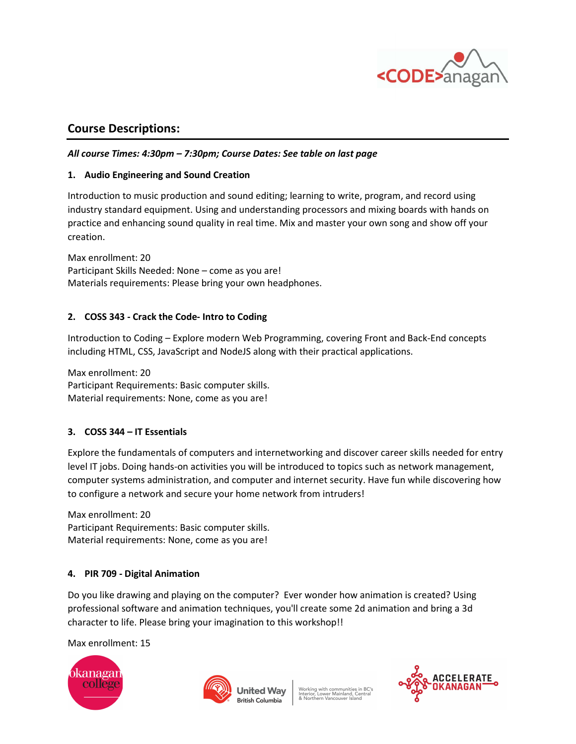## Course Descriptions:

***All course Times: 4:30pm – 7:30pm; Course Dates: See table on last page***

### 1. Audio Engineering and Sound Creation

Introduction to music production and sound editing; learning to write, program, and record using industry standard equipment. Using and understanding processors and mixing boards with hands on practice and enhancing sound quality in real time. Mix and master your own song and show off your creation.

Max enrollment: 20
Participant Skills Needed: None – come as you are!
Materials requirements: Please bring your own headphones.

### 2. COSS 343 - Crack the Code- Intro to Coding

Introduction to Coding – Explore modern Web Programming, covering Front and Back-End concepts including HTML, CSS, JavaScript and NodeJS along with their practical applications.

Max enrollment: 20
Participant Requirements: Basic computer skills.
Material requirements: None, come as you are!

### 3. COSS 344 – IT Essentials

Explore the fundamentals of computers and internetworking and discover career skills needed for entry level IT jobs. Doing hands-on activities you will be introduced to topics such as network management, computer systems administration, and computer and internet security. Have fun while discovering how to configure a network and secure your home network from intruders!

Max enrollment: 20
Participant Requirements: Basic computer skills.
Material requirements: None, come as you are!

### 4. PIR 709 - Digital Animation

Do you like drawing and playing on the computer? Ever wonder how animation is created? Using professional software and animation techniques, you'll create some 2d animation and bring a 3d character to life. Please bring your imagination to this workshop!!

Max enrollment: 15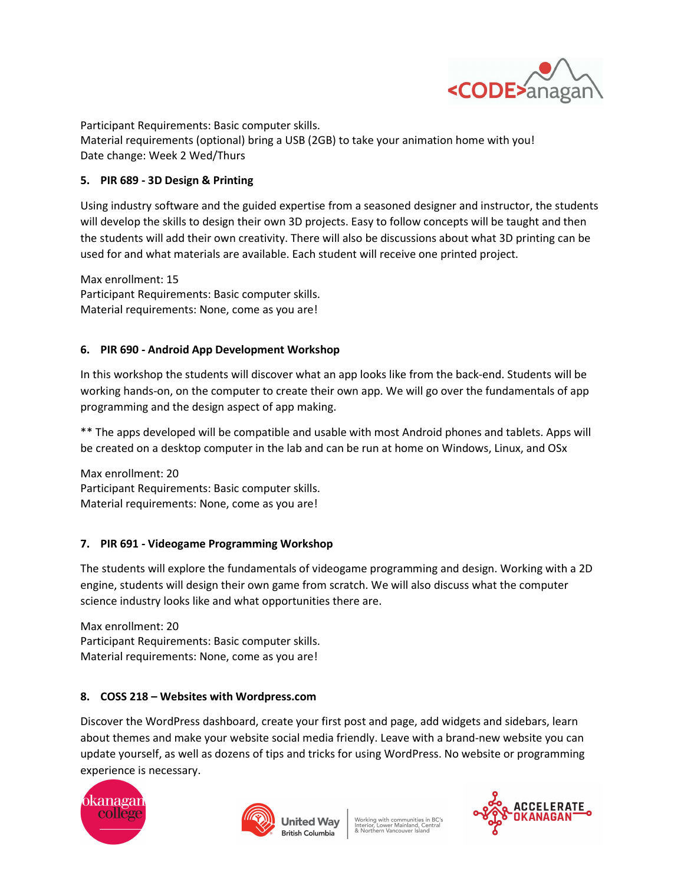Participant Requirements: Basic computer skills.
Material requirements (optional) bring a USB (2GB) to take your animation home with you!
Date change: Week 2 Wed/Thurs

**5. PIR 689 - 3D Design & Printing**

Using industry software and the guided expertise from a seasoned designer and instructor, the students will develop the skills to design their own 3D projects. Easy to follow concepts will be taught and then the students will add their own creativity. There will also be discussions about what 3D printing can be used for and what materials are available. Each student will receive one printed project.

Max enrollment: 15
Participant Requirements: Basic computer skills.
Material requirements: None, come as you are!

**6. PIR 690 - Android App Development Workshop**

In this workshop the students will discover what an app looks like from the back-end. Students will be working hands-on, on the computer to create their own app. We will go over the fundamentals of app programming and the design aspect of app making.

** The apps developed will be compatible and usable with most Android phones and tablets. Apps will be created on a desktop computer in the lab and can be run at home on Windows, Linux, and OSx

Max enrollment: 20
Participant Requirements: Basic computer skills.
Material requirements: None, come as you are!

**7. PIR 691 - Videogame Programming Workshop**

The students will explore the fundamentals of videogame programming and design. Working with a 2D engine, students will design their own game from scratch. We will also discuss what the computer science industry looks like and what opportunities there are.

Max enrollment: 20
Participant Requirements: Basic computer skills.
Material requirements: None, come as you are!

**8. COSS 218 – Websites with Wordpress.com**

Discover the WordPress dashboard, create your first post and page, add widgets and sidebars, learn about themes and make your website social media friendly. Leave with a brand-new website you can update yourself, as well as dozens of tips and tricks for using WordPress. No website or programming experience is necessary.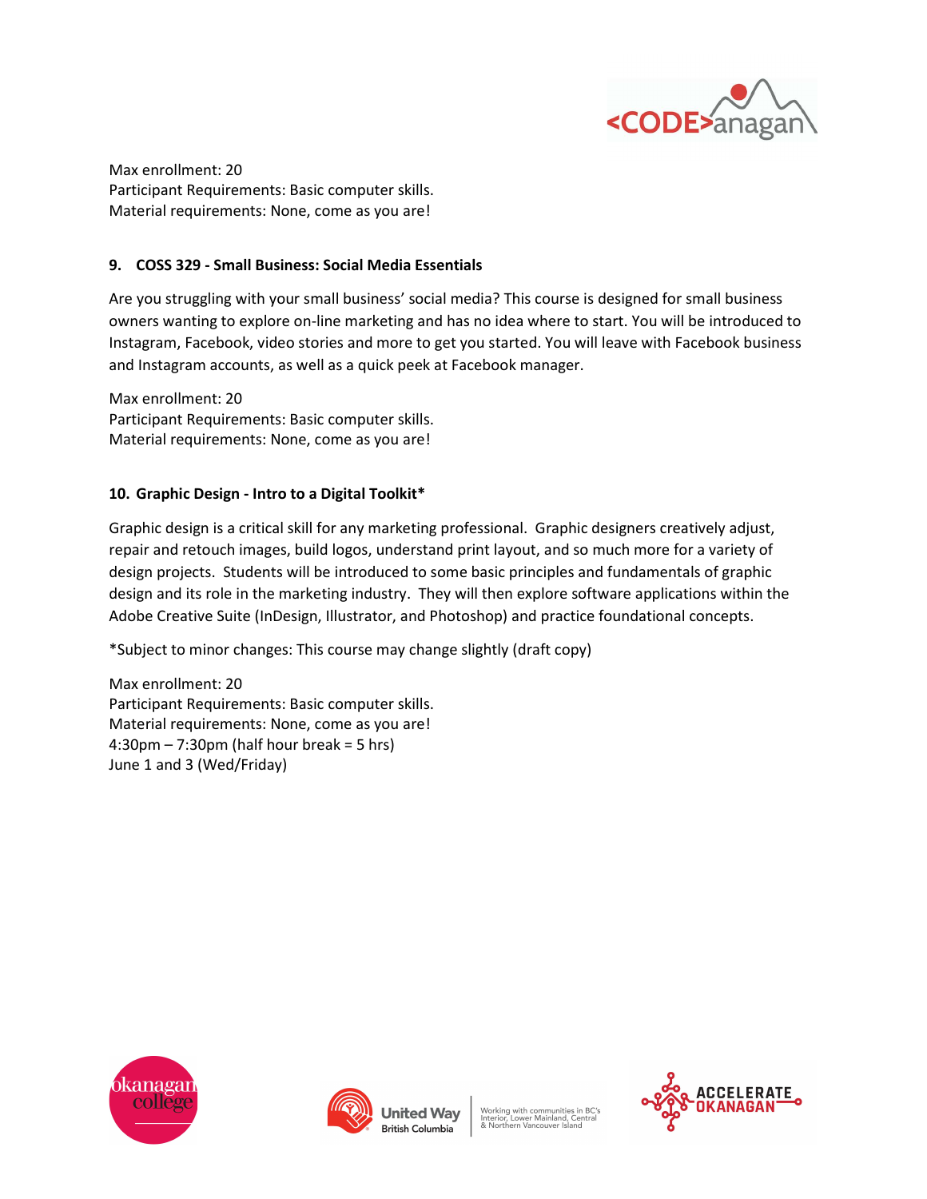Max enrollment: 20
Participant Requirements: Basic computer skills.
Material requirements: None, come as you are!

### 9. COSS 329 - Small Business: Social Media Essentials

Are you struggling with your small business' social media? This course is designed for small business owners wanting to explore on-line marketing and has no idea where to start. You will be introduced to Instagram, Facebook, video stories and more to get you started. You will leave with Facebook business and Instagram accounts, as well as a quick peek at Facebook manager.

Max enrollment: 20
Participant Requirements: Basic computer skills.
Material requirements: None, come as you are!

### 10. Graphic Design - Intro to a Digital Toolkit*

Graphic design is a critical skill for any marketing professional. Graphic designers creatively adjust, repair and retouch images, build logos, understand print layout, and so much more for a variety of design projects. Students will be introduced to some basic principles and fundamentals of graphic design and its role in the marketing industry. They will then explore software applications within the Adobe Creative Suite (InDesign, Illustrator, and Photoshop) and practice foundational concepts.

*Subject to minor changes: This course may change slightly (draft copy)

Max enrollment: 20
Participant Requirements: Basic computer skills.
Material requirements: None, come as you are!
4:30pm – 7:30pm (half hour break = 5 hrs)
June 1 and 3 (Wed/Friday)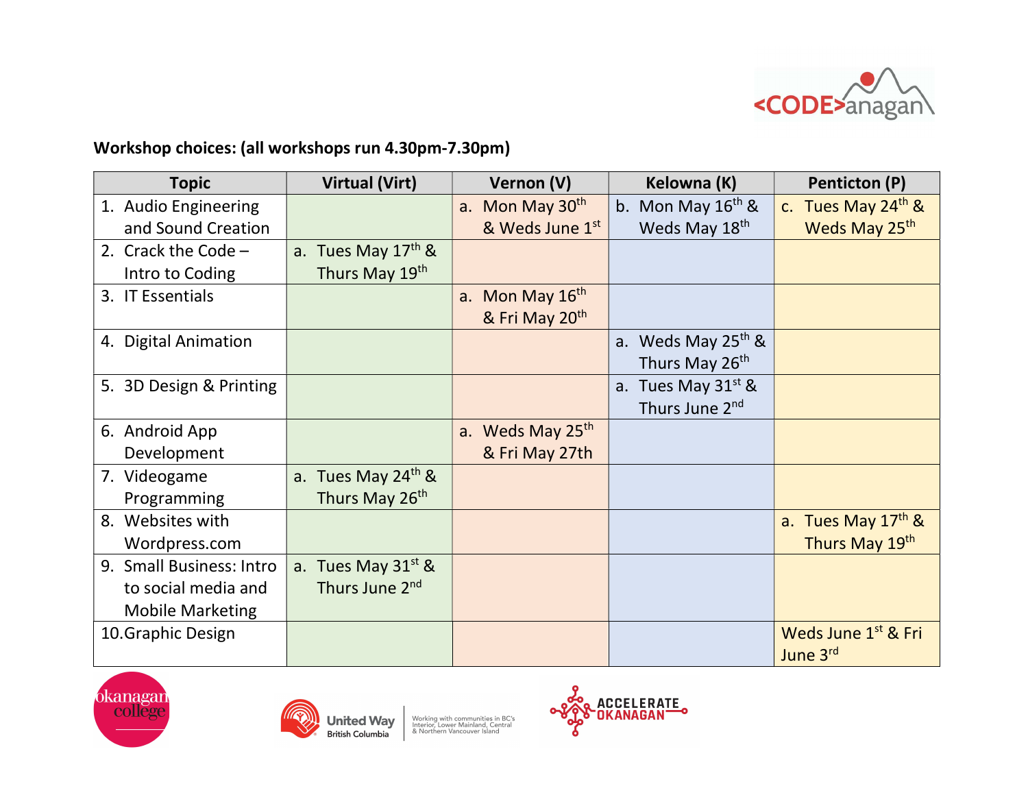**Workshop choices: (all workshops run 4.30pm-7.30pm)**

| Topic | Virtual (Virt) | Vernon (V) | Kelowna (K) | Penticton (P) |
|---|---|---|---|---|
| 1. Audio Engineering and Sound Creation | | a. Mon May 30th & Weds June 1st | b. Mon May 16th & Weds May 18th | c. Tues May 24th & Weds May 25th |
| 2. Crack the Code – Intro to Coding | a. Tues May 17th & Thurs May 19th | | | |
| 3. IT Essentials | | a. Mon May 16th & Fri May 20th | | |
| 4. Digital Animation | | | a. Weds May 25th & Thurs May 26th | |
| 5. 3D Design & Printing | | | a. Tues May 31st & Thurs June 2nd | |
| 6. Android App Development | | a. Weds May 25th & Fri May 27th | | |
| 7. Videogame Programming | a. Tues May 24th & Thurs May 26th | | | |
| 8. Websites with Wordpress.com | | | | a. Tues May 17th & Thurs May 19th |
| 9. Small Business: Intro to social media and Mobile Marketing | a. Tues May 31st & Thurs June 2nd | | | |
| 10. Graphic Design | | | | Weds June 1st & Fri June 3rd |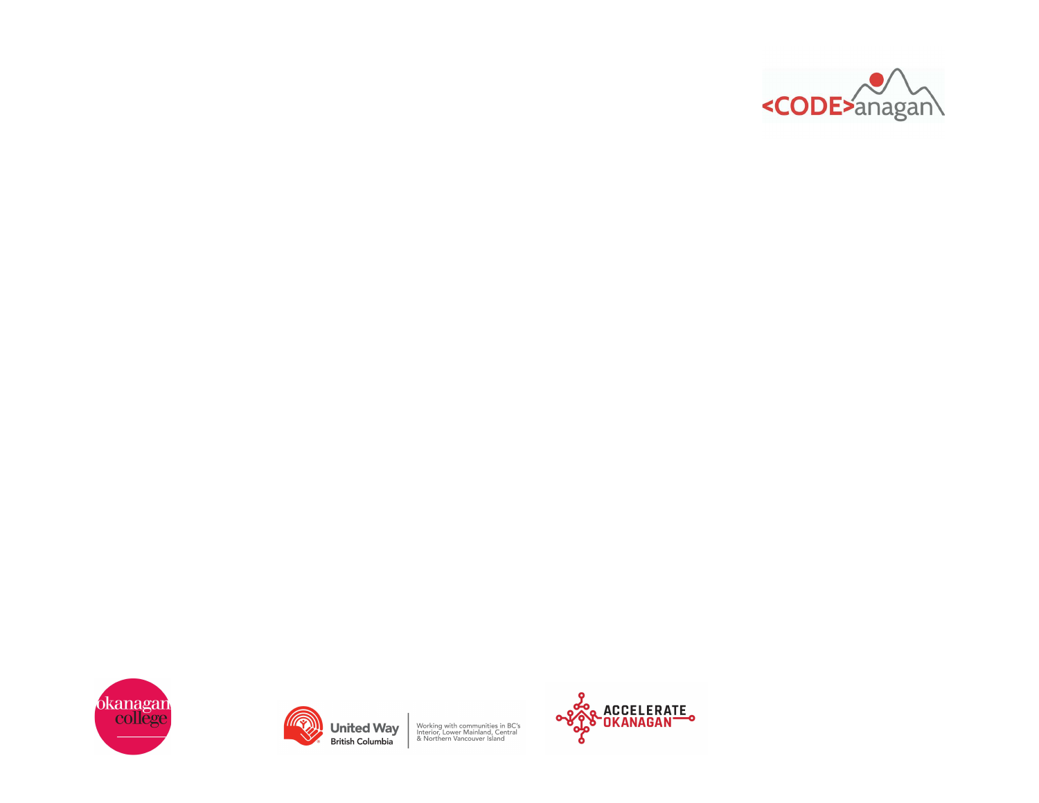<CODE>anagan

okanagan college

United Way British Columbia

Working with communities in BC's Interior, Lower Mainland, Central & Northern Vancouver Island

ACCELERATE OKANAGAN